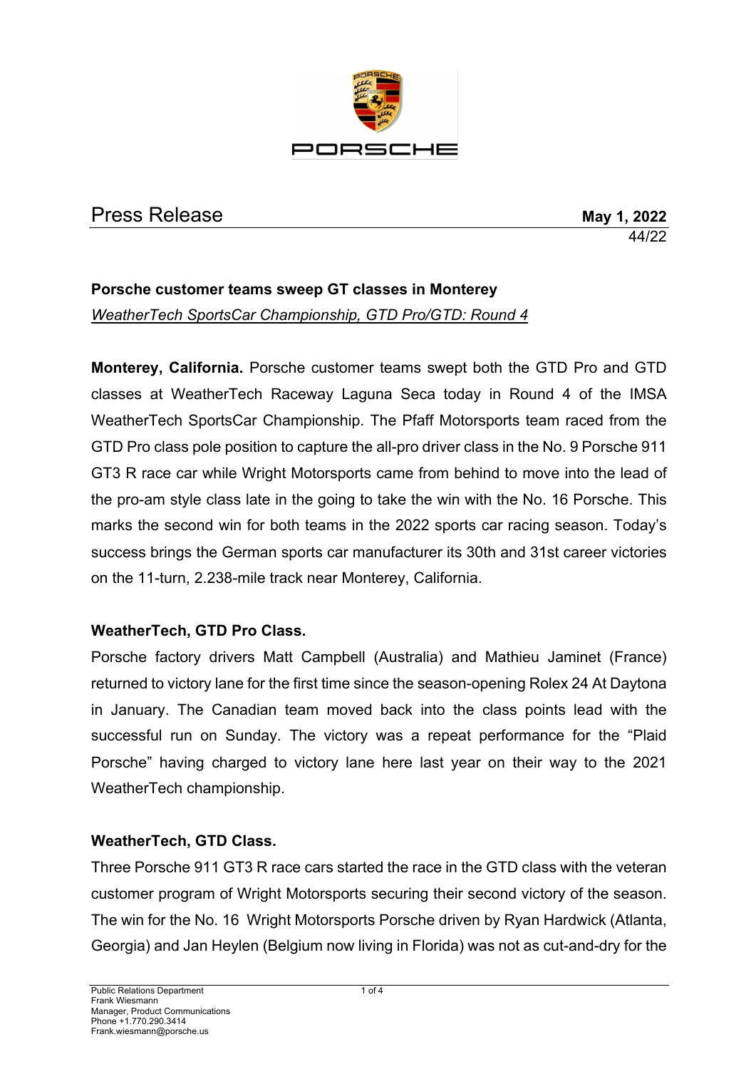PORSCHE

# Press Release

**May 1, 2022**
44/22

**Porsche customer teams sweep GT classes in Monterey**
*WeatherTech SportsCar Championship, GTD Pro/GTD: Round 4*

**Monterey, California.** Porsche customer teams swept both the GTD Pro and GTD classes at WeatherTech Raceway Laguna Seca today in Round 4 of the IMSA WeatherTech SportsCar Championship. The Pfaff Motorsports team raced from the GTD Pro class pole position to capture the all-pro driver class in the No. 9 Porsche 911 GT3 R race car while Wright Motorsports came from behind to move into the lead of the pro-am style class late in the going to take the win with the No. 16 Porsche. This marks the second win for both teams in the 2022 sports car racing season. Today's success brings the German sports car manufacturer its 30th and 31st career victories on the 11-turn, 2.238-mile track near Monterey, California.

## WeatherTech, GTD Pro Class.

Porsche factory drivers Matt Campbell (Australia) and Mathieu Jaminet (France) returned to victory lane for the first time since the season-opening Rolex 24 At Daytona in January. The Canadian team moved back into the class points lead with the successful run on Sunday. The victory was a repeat performance for the "Plaid Porsche" having charged to victory lane here last year on their way to the 2021 WeatherTech championship.

## WeatherTech, GTD Class.

Three Porsche 911 GT3 R race cars started the race in the GTD class with the veteran customer program of Wright Motorsports securing their second victory of the season. The win for the No. 16 Wright Motorsports Porsche driven by Ryan Hardwick (Atlanta, Georgia) and Jan Heylen (Belgium now living in Florida) was not as cut-and-dry for the

Public Relations Department
Frank Wiesmann
Manager, Product Communications
Phone +1.770.290.3414
Frank.wiesmann@porsche.us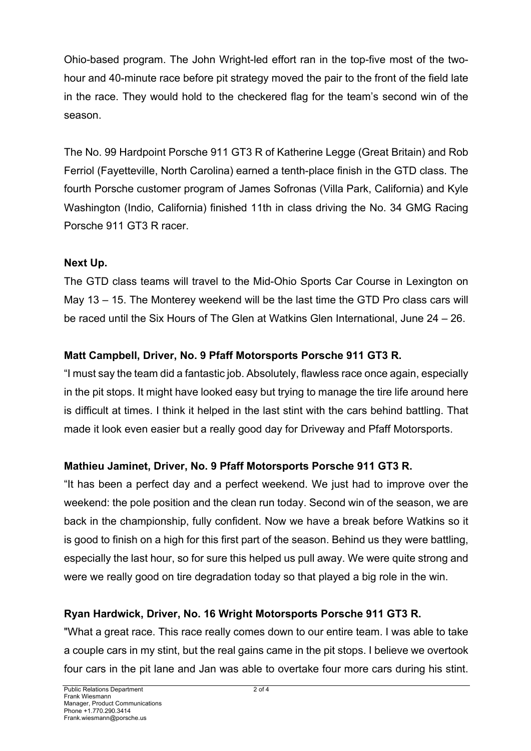Ohio-based program. The John Wright-led effort ran in the top-five most of the two-hour and 40-minute race before pit strategy moved the pair to the front of the field late in the race. They would hold to the checkered flag for the team's second win of the season.

The No. 99 Hardpoint Porsche 911 GT3 R of Katherine Legge (Great Britain) and Rob Ferriol (Fayetteville, North Carolina) earned a tenth-place finish in the GTD class. The fourth Porsche customer program of James Sofronas (Villa Park, California) and Kyle Washington (Indio, California) finished 11th in class driving the No. 34 GMG Racing Porsche 911 GT3 R racer.

**Next Up.**

The GTD class teams will travel to the Mid-Ohio Sports Car Course in Lexington on May 13 – 15. The Monterey weekend will be the last time the GTD Pro class cars will be raced until the Six Hours of The Glen at Watkins Glen International, June 24 – 26.

**Matt Campbell, Driver, No. 9 Pfaff Motorsports Porsche 911 GT3 R.**

"I must say the team did a fantastic job. Absolutely, flawless race once again, especially in the pit stops. It might have looked easy but trying to manage the tire life around here is difficult at times. I think it helped in the last stint with the cars behind battling. That made it look even easier but a really good day for Driveway and Pfaff Motorsports.

**Mathieu Jaminet, Driver, No. 9 Pfaff Motorsports Porsche 911 GT3 R.**

"It has been a perfect day and a perfect weekend. We just had to improve over the weekend: the pole position and the clean run today. Second win of the season, we are back in the championship, fully confident. Now we have a break before Watkins so it is good to finish on a high for this first part of the season. Behind us they were battling, especially the last hour, so for sure this helped us pull away. We were quite strong and were we really good on tire degradation today so that played a big role in the win.

**Ryan Hardwick, Driver, No. 16 Wright Motorsports Porsche 911 GT3 R.**

"What a great race. This race really comes down to our entire team. I was able to take a couple cars in my stint, but the real gains came in the pit stops. I believe we overtook four cars in the pit lane and Jan was able to overtake four more cars during his stint.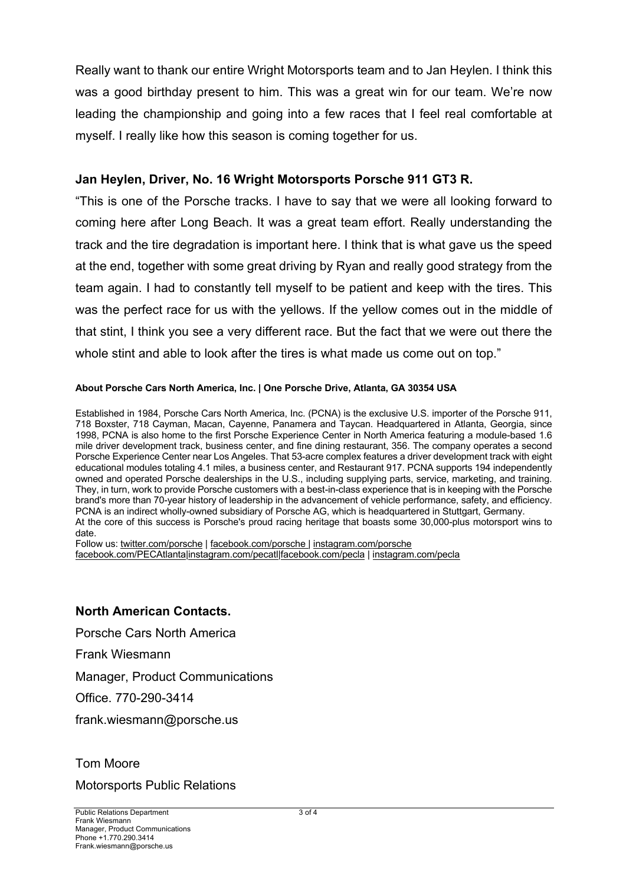Really want to thank our entire Wright Motorsports team and to Jan Heylen. I think this was a good birthday present to him. This was a great win for our team. We're now leading the championship and going into a few races that I feel real comfortable at myself. I really like how this season is coming together for us.

**Jan Heylen, Driver, No. 16 Wright Motorsports Porsche 911 GT3 R.**

"This is one of the Porsche tracks. I have to say that we were all looking forward to coming here after Long Beach. It was a great team effort. Really understanding the track and the tire degradation is important here. I think that is what gave us the speed at the end, together with some great driving by Ryan and really good strategy from the team again. I had to constantly tell myself to be patient and keep with the tires. This was the perfect race for us with the yellows. If the yellow comes out in the middle of that stint, I think you see a very different race. But the fact that we were out there the whole stint and able to look after the tires is what made us come out on top."

**About Porsche Cars North America, Inc. | One Porsche Drive, Atlanta, GA 30354 USA**

Established in 1984, Porsche Cars North America, Inc. (PCNA) is the exclusive U.S. importer of the Porsche 911, 718 Boxster, 718 Cayman, Macan, Cayenne, Panamera and Taycan. Headquartered in Atlanta, Georgia, since 1998, PCNA is also home to the first Porsche Experience Center in North America featuring a module-based 1.6 mile driver development track, business center, and fine dining restaurant, 356. The company operates a second Porsche Experience Center near Los Angeles. That 53-acre complex features a driver development track with eight educational modules totaling 4.1 miles, a business center, and Restaurant 917. PCNA supports 194 independently owned and operated Porsche dealerships in the U.S., including supplying parts, service, marketing, and training. They, in turn, work to provide Porsche customers with a best-in-class experience that is in keeping with the Porsche brand's more than 70-year history of leadership in the advancement of vehicle performance, safety, and efficiency. PCNA is an indirect wholly-owned subsidiary of Porsche AG, which is headquartered in Stuttgart, Germany.
At the core of this success is Porsche's proud racing heritage that boasts some 30,000-plus motorsport wins to date.
Follow us: twitter.com/porsche | facebook.com/porsche | instagram.com/porsche
facebook.com/PECAtlanta|instagram.com/pecatl|facebook.com/pecla | instagram.com/pecla

**North American Contacts.**

Porsche Cars North America

Frank Wiesmann

Manager, Product Communications

Office. 770-290-3414

frank.wiesmann@porsche.us

Tom Moore

Motorsports Public Relations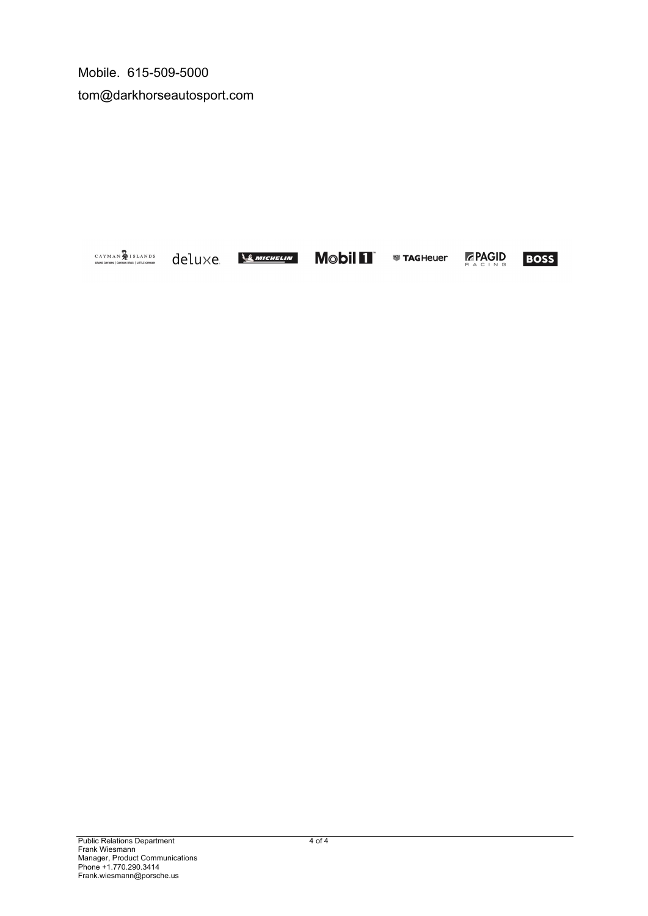Mobile. 615-509-5000

tom@darkhorseautosport.com